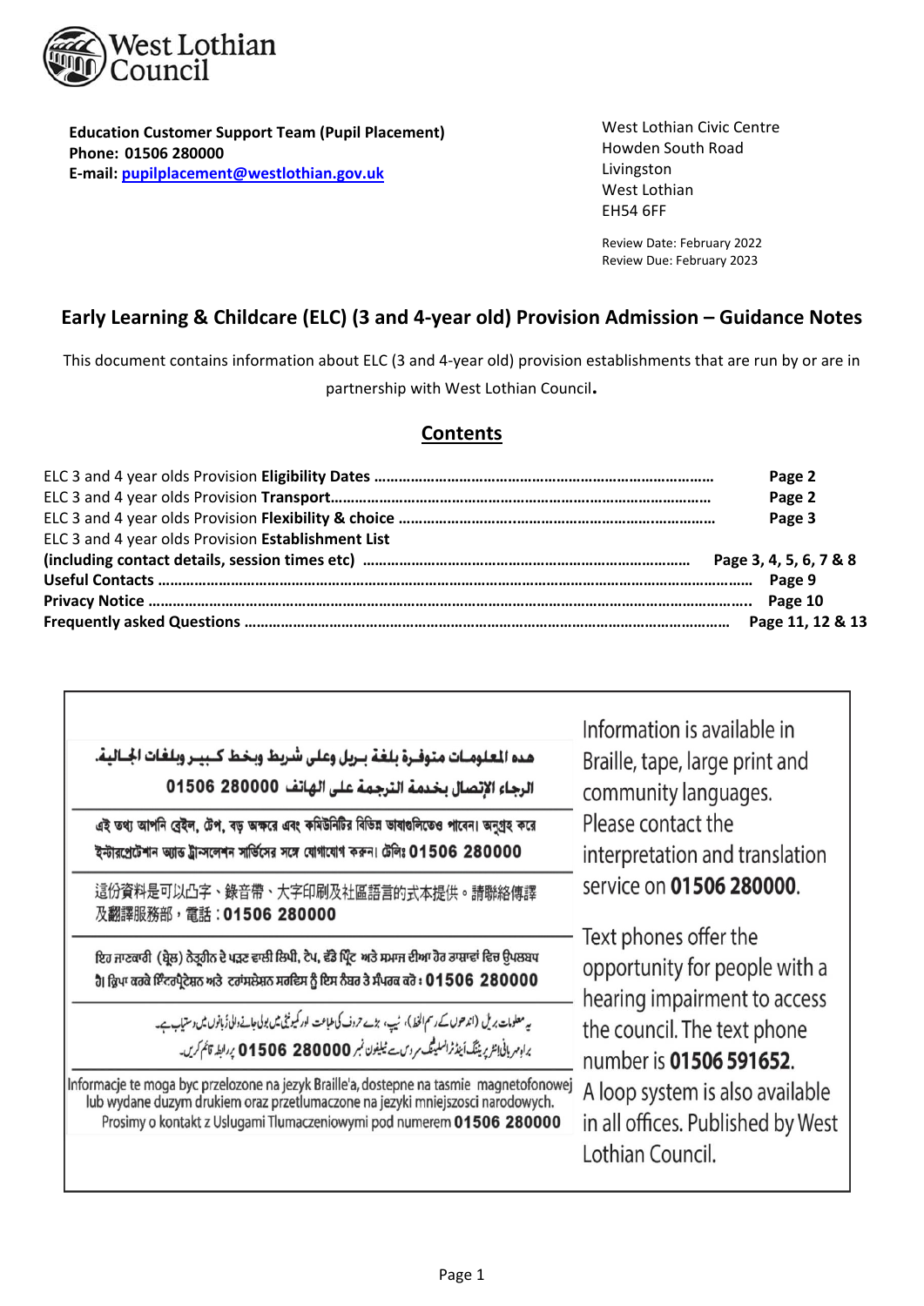West Lothian Council

**Education Customer Support Team (Pupil Placement)**
**Phone: 01506 280000**
**E-mail: pupilplacement@westlothian.gov.uk**

West Lothian Civic Centre
Howden South Road
Livingston
West Lothian
EH54 6FF

Review Date: February 2022
Review Due: February 2023

## Early Learning & Childcare (ELC) (3 and 4-year old) Provision Admission – Guidance Notes

This document contains information about ELC (3 and 4-year old) provision establishments that are run by or are in partnership with West Lothian Council.

## Contents

| | |
|---|---|
| ELC 3 and 4 year olds Provision **Eligibility Dates** | **Page 2** |
| ELC 3 and 4 year olds Provision **Transport** | **Page 2** |
| ELC 3 and 4 year olds Provision **Flexibility & choice** | **Page 3** |
| ELC 3 and 4 year olds Provision **Establishment List (including contact details, session times etc)** | **Page 3, 4, 5, 6, 7 & 8** |
| **Useful Contacts** | **Page 9** |
| **Privacy Notice** | **Page 10** |
| **Frequently asked Questions** | **Page 11, 12 & 13** |

هذه المعلومات متوفرة بلغة بريل وعلى شريط وبخط كبير وبلغات الجالية.
الرجاء الإتصال بخدمة الترجمة على الهاتف 01506 280000

এই তথ্য আপনি ব্রেইল, টেপ, বড় অক্ষরে এবং কমিউনিটির বিভিন্ন ভাষাগুলিতেও পাবেন। অনুগ্রহ করে ইন্টারপ্রেটেশন অ্যান্ড ট্রান্সলেশন সার্ভিসের সঙ্গে যোগাযোগ করুন। টেলিঃ 01506 280000

這份資料是可以凸字、錄音帶、大字印刷及社區語言的式本提供。請聯絡傳譯及翻譯服務部，電話：01506 280000

ਇਹ ਜਾਣਕਾਰੀ (ਬ੍ਰੇਲ) ਨੇਤ੍ਰਹੀਨ ਦੇ ਪੜਣ ਵਾਲੀ ਲਿਪੀ, ਟੇਪ, ਵੱਡੇ ਪ੍ਰਿੰਟ ਅਤੇ ਸਮਾਜ ਦੀਆ ਹੋਰ ਭਾਸ਼ਾਵਾਂ ਵਿਚ ਉਪਲਬਧ ਹੈ। ਕ੍ਰਿਪਾ ਕਰਕੇ ਇੰਟਰਪ੍ਰੇਟੇਸ਼ਨ ਅਤੇ ਟਰਾਂਸਲੇਸ਼ਨ ਸਰਵਿਸ ਨੂੰ ਇਸ ਨੰਬਰ ਤੇ ਸੰਪਰਕ ਕਰੋ : 01506 280000

یہ معلومات بریل (اندھوں کے رسم الخط)، ٹیپ، بڑے حروف کی طباعت اور کمیونٹی میں بولی جانے والی زبانوں میں دستیاب ہے۔
براہِ مہربانی انٹرپریٹنگ اینڈ ٹرانسلیٹنگ سروس سے ٹیلیفون نمبر 01506 280000 پر رابطہ قائم کریں۔

Informacje te moga byc przelozone na jezyk Braille'a, dostepne na tasmie magnetofonowej lub wydane duzym drukiem oraz przetlumaczone na jezyki mniejszosci narodowych. Prosimy o kontakt z Uslugami Tlumaczeniowymi pod numerem **01506 280000**

Information is available in Braille, tape, large print and community languages. Please contact the interpretation and translation service on **01506 280000**.

Text phones offer the opportunity for people with a hearing impairment to access the council. The text phone number is **01506 591652**. A loop system is also available in all offices. Published by West Lothian Council.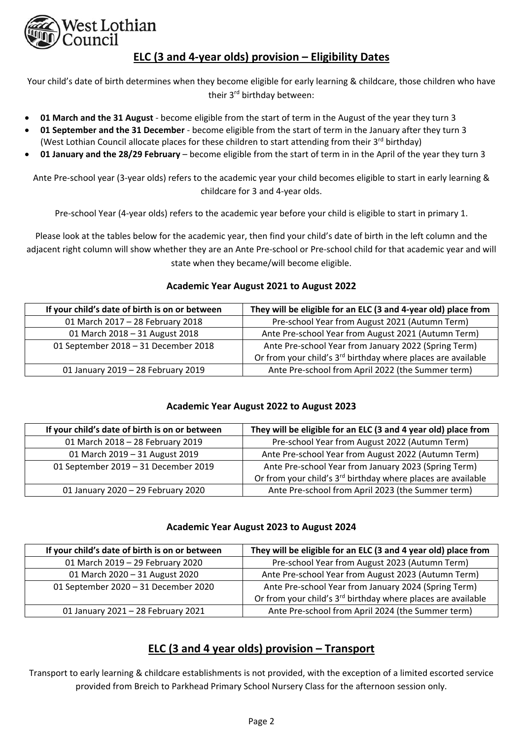## ELC (3 and 4-year olds) provision – Eligibility Dates

Your child's date of birth determines when they become eligible for early learning & childcare, those children who have their 3rd birthday between:

- **01 March and the 31 August** - become eligible from the start of term in the August of the year they turn 3
- **01 September and the 31 December** - become eligible from the start of term in the January after they turn 3 (West Lothian Council allocate places for these children to start attending from their 3rd birthday)
- **01 January and the 28/29 February** – become eligible from the start of term in in the April of the year they turn 3

Ante Pre-school year (3-year olds) refers to the academic year your child becomes eligible to start in early learning & childcare for 3 and 4-year olds.

Pre-school Year (4-year olds) refers to the academic year before your child is eligible to start in primary 1.

Please look at the tables below for the academic year, then find your child's date of birth in the left column and the adjacent right column will show whether they are an Ante Pre-school or Pre-school child for that academic year and will state when they became/will become eligible.

### Academic Year August 2021 to August 2022

| If your child's date of birth is on or between | They will be eligible for an ELC (3 and 4-year old) place from |
|---|---|
| 01 March 2017 – 28 February 2018 | Pre-school Year from August 2021 (Autumn Term) |
| 01 March 2018 – 31 August 2018 | Ante Pre-school Year from August 2021 (Autumn Term) |
| 01 September 2018 – 31 December 2018 | Ante Pre-school Year from January 2022 (Spring Term) Or from your child's 3rd birthday where places are available |
| 01 January 2019 – 28 February 2019 | Ante Pre-school from April 2022 (the Summer term) |

### Academic Year August 2022 to August 2023

| If your child's date of birth is on or between | They will be eligible for an ELC (3 and 4 year old) place from |
|---|---|
| 01 March 2018 – 28 February 2019 | Pre-school Year from August 2022 (Autumn Term) |
| 01 March 2019 – 31 August 2019 | Ante Pre-school Year from August 2022 (Autumn Term) |
| 01 September 2019 – 31 December 2019 | Ante Pre-school Year from January 2023 (Spring Term) Or from your child's 3rd birthday where places are available |
| 01 January 2020 – 29 February 2020 | Ante Pre-school from April 2023 (the Summer term) |

### Academic Year August 2023 to August 2024

| If your child's date of birth is on or between | They will be eligible for an ELC (3 and 4 year old) place from |
|---|---|
| 01 March 2019 – 29 February 2020 | Pre-school Year from August 2023 (Autumn Term) |
| 01 March 2020 – 31 August 2020 | Ante Pre-school Year from August 2023 (Autumn Term) |
| 01 September 2020 – 31 December 2020 | Ante Pre-school Year from January 2024 (Spring Term) Or from your child's 3rd birthday where places are available |
| 01 January 2021 – 28 February 2021 | Ante Pre-school from April 2024 (the Summer term) |

## ELC (3 and 4 year olds) provision – Transport

Transport to early learning & childcare establishments is not provided, with the exception of a limited escorted service provided from Breich to Parkhead Primary School Nursery Class for the afternoon session only.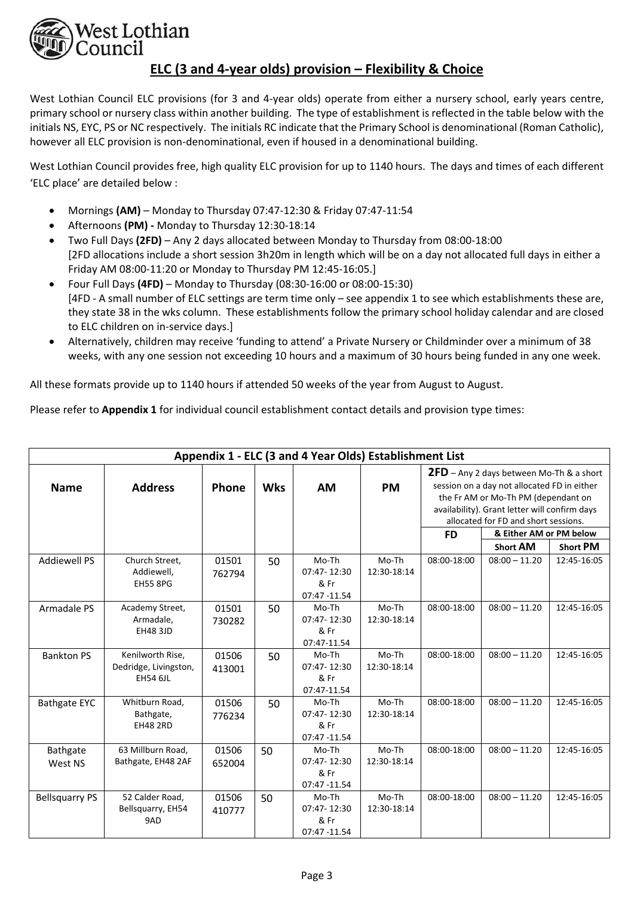## ELC (3 and 4-year olds) provision – Flexibility & Choice

West Lothian Council ELC provisions (for 3 and 4-year olds) operate from either a nursery school, early years centre, primary school or nursery class within another building. The type of establishment is reflected in the table below with the initials NS, EYC, PS or NC respectively. The initials RC indicate that the Primary School is denominational (Roman Catholic), however all ELC provision is non-denominational, even if housed in a denominational building.

West Lothian Council provides free, high quality ELC provision for up to 1140 hours. The days and times of each different 'ELC place' are detailed below :

- Mornings **(AM)** – Monday to Thursday 07:47-12:30 & Friday 07:47-11:54
- Afternoons **(PM) -** Monday to Thursday 12:30-18:14
- Two Full Days **(2FD)** – Any 2 days allocated between Monday to Thursday from 08:00-18:00
  [2FD allocations include a short session 3h20m in length which will be on a day not allocated full days in either a Friday AM 08:00-11:20 or Monday to Thursday PM 12:45-16:05.]
- Four Full Days **(4FD)** – Monday to Thursday (08:30-16:00 or 08:00-15:30)
  [4FD - A small number of ELC settings are term time only – see appendix 1 to see which establishments these are, they state 38 in the wks column. These establishments follow the primary school holiday calendar and are closed to ELC children on in-service days.]
- Alternatively, children may receive 'funding to attend' a Private Nursery or Childminder over a minimum of 38 weeks, with any one session not exceeding 10 hours and a maximum of 30 hours being funded in any one week.

All these formats provide up to 1140 hours if attended 50 weeks of the year from August to August.

Please refer to **Appendix 1** for individual council establishment contact details and provision type times:

| **Appendix 1 - ELC (3 and 4 Year Olds) Establishment List** | | | | | | | | |
|---|---|---|---|---|---|---|---|---|
| **Name** | **Address** | **Phone** | **Wks** | **AM** | **PM** | **2FD** – Any 2 days between Mo-Th & a short session on a day not allocated FD in either the Fr AM or Mo-Th PM (dependant on availability). Grant letter will confirm days allocated for FD and short sessions. | | |
| | | | | | | **FD** | **& Either AM or PM below** | |
| | | | | | | | **Short AM** | **Short PM** |
| Addiewell PS | Church Street, Addiewell, EH55 8PG | 01501 762794 | 50 | Mo-Th 07:47- 12:30 & Fr 07:47 -11.54 | Mo-Th 12:30-18:14 | 08:00-18:00 | 08:00 – 11.20 | 12:45-16:05 |
| Armadale PS | Academy Street, Armadale, EH48 3JD | 01501 730282 | 50 | Mo-Th 07:47- 12:30 & Fr 07:47-11.54 | Mo-Th 12:30-18:14 | 08:00-18:00 | 08:00 – 11.20 | 12:45-16:05 |
| Bankton PS | Kenilworth Rise, Dedridge, Livingston, EH54 6JL | 01506 413001 | 50 | Mo-Th 07:47- 12:30 & Fr 07:47-11.54 | Mo-Th 12:30-18:14 | 08:00-18:00 | 08:00 – 11.20 | 12:45-16:05 |
| Bathgate EYC | Whitburn Road, Bathgate, EH48 2RD | 01506 776234 | 50 | Mo-Th 07:47- 12:30 & Fr 07:47 -11.54 | Mo-Th 12:30-18:14 | 08:00-18:00 | 08:00 – 11.20 | 12:45-16:05 |
| Bathgate West NS | 63 Millburn Road, Bathgate, EH48 2AF | 01506 652004 | 50 | Mo-Th 07:47- 12:30 & Fr 07:47 -11.54 | Mo-Th 12:30-18:14 | 08:00-18:00 | 08:00 – 11.20 | 12:45-16:05 |
| Bellsquarry PS | 52 Calder Road, Bellsquarry, EH54 9AD | 01506 410777 | 50 | Mo-Th 07:47- 12:30 & Fr 07:47 -11.54 | Mo-Th 12:30-18:14 | 08:00-18:00 | 08:00 – 11.20 | 12:45-16:05 |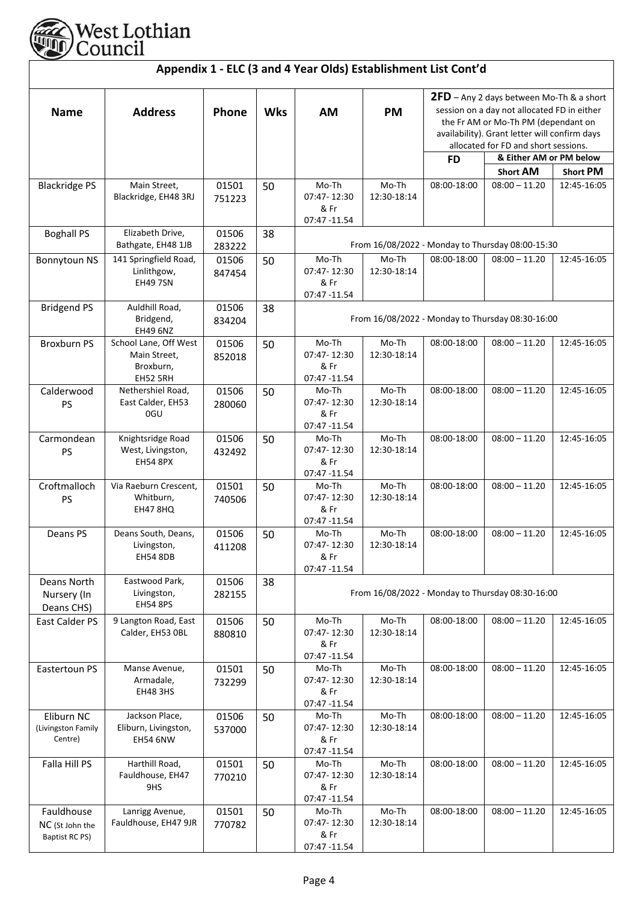## Appendix 1 - ELC (3 and 4 Year Olds) Establishment List Cont'd

| Name | Address | Phone | Wks | AM | PM | **2FD** – Any 2 days between Mo-Th & a short session on a day not allocated FD in either the Fr AM or Mo-Th PM (dependant on availability). Grant letter will confirm days allocated for FD and short sessions. | | |
|---|---|---|---|---|---|---|---|---|
| | | | | | | FD | & Either AM or PM below | |
| | | | | | | | Short **AM** | Short **PM** |
| Blackridge PS | Main Street, Blackridge, EH48 3RJ | 01501 751223 | 50 | Mo-Th 07:47- 12:30 & Fr 07:47 -11.54 | Mo-Th 12:30-18:14 | 08:00-18:00 | 08:00 – 11.20 | 12:45-16:05 |
| Boghall PS | Elizabeth Drive, Bathgate, EH48 1JB | 01506 283222 | 38 | From 16/08/2022 - Monday to Thursday 08:00-15:30 | | | | |
| Bonnytoun NS | 141 Springfield Road, Linlithgow, EH49 7SN | 01506 847454 | 50 | Mo-Th 07:47- 12:30 & Fr 07:47 -11.54 | Mo-Th 12:30-18:14 | 08:00-18:00 | 08:00 – 11.20 | 12:45-16:05 |
| Bridgend PS | Auldhill Road, Bridgend, EH49 6NZ | 01506 834204 | 38 | From 16/08/2022 - Monday to Thursday 08:30-16:00 | | | | |
| Broxburn PS | School Lane, Off West Main Street, Broxburn, EH52 5RH | 01506 852018 | 50 | Mo-Th 07:47- 12:30 & Fr 07:47 -11.54 | Mo-Th 12:30-18:14 | 08:00-18:00 | 08:00 – 11.20 | 12:45-16:05 |
| Calderwood PS | Nethershiel Road, East Calder, EH53 0GU | 01506 280060 | 50 | Mo-Th 07:47- 12:30 & Fr 07:47 -11.54 | Mo-Th 12:30-18:14 | 08:00-18:00 | 08:00 – 11.20 | 12:45-16:05 |
| Carmondean PS | Knightsridge Road West, Livingston, EH54 8PX | 01506 432492 | 50 | Mo-Th 07:47- 12:30 & Fr 07:47 -11.54 | Mo-Th 12:30-18:14 | 08:00-18:00 | 08:00 – 11.20 | 12:45-16:05 |
| Croftmalloch PS | Via Raeburn Crescent, Whitburn, EH47 8HQ | 01501 740506 | 50 | Mo-Th 07:47- 12:30 & Fr 07:47 -11.54 | Mo-Th 12:30-18:14 | 08:00-18:00 | 08:00 – 11.20 | 12:45-16:05 |
| Deans PS | Deans South, Deans, Livingston, EH54 8DB | 01506 411208 | 50 | Mo-Th 07:47- 12:30 & Fr 07:47 -11.54 | Mo-Th 12:30-18:14 | 08:00-18:00 | 08:00 – 11.20 | 12:45-16:05 |
| Deans North Nursery (In Deans CHS) | Eastwood Park, Livingston, EH54 8PS | 01506 282155 | 38 | From 16/08/2022 - Monday to Thursday 08:30-16:00 | | | | |
| East Calder PS | 9 Langton Road, East Calder, EH53 0BL | 01506 880810 | 50 | Mo-Th 07:47- 12:30 & Fr 07:47 -11.54 | Mo-Th 12:30-18:14 | 08:00-18:00 | 08:00 – 11.20 | 12:45-16:05 |
| Eastertoun PS | Manse Avenue, Armadale, EH48 3HS | 01501 732299 | 50 | Mo-Th 07:47- 12:30 & Fr 07:47 -11.54 | Mo-Th 12:30-18:14 | 08:00-18:00 | 08:00 – 11.20 | 12:45-16:05 |
| Eliburn NC (Livingston Family Centre) | Jackson Place, Eliburn, Livingston, EH54 6NW | 01506 537000 | 50 | Mo-Th 07:47- 12:30 & Fr 07:47 -11.54 | Mo-Th 12:30-18:14 | 08:00-18:00 | 08:00 – 11.20 | 12:45-16:05 |
| Falla Hill PS | Harthill Road, Fauldhouse, EH47 9HS | 01501 770210 | 50 | Mo-Th 07:47- 12:30 & Fr 07:47 -11.54 | Mo-Th 12:30-18:14 | 08:00-18:00 | 08:00 – 11.20 | 12:45-16:05 |
| Fauldhouse NC (St John the Baptist RC PS) | Lanrigg Avenue, Fauldhouse, EH47 9JR | 01501 770782 | 50 | Mo-Th 07:47- 12:30 & Fr 07:47 -11.54 | Mo-Th 12:30-18:14 | 08:00-18:00 | 08:00 – 11.20 | 12:45-16:05 |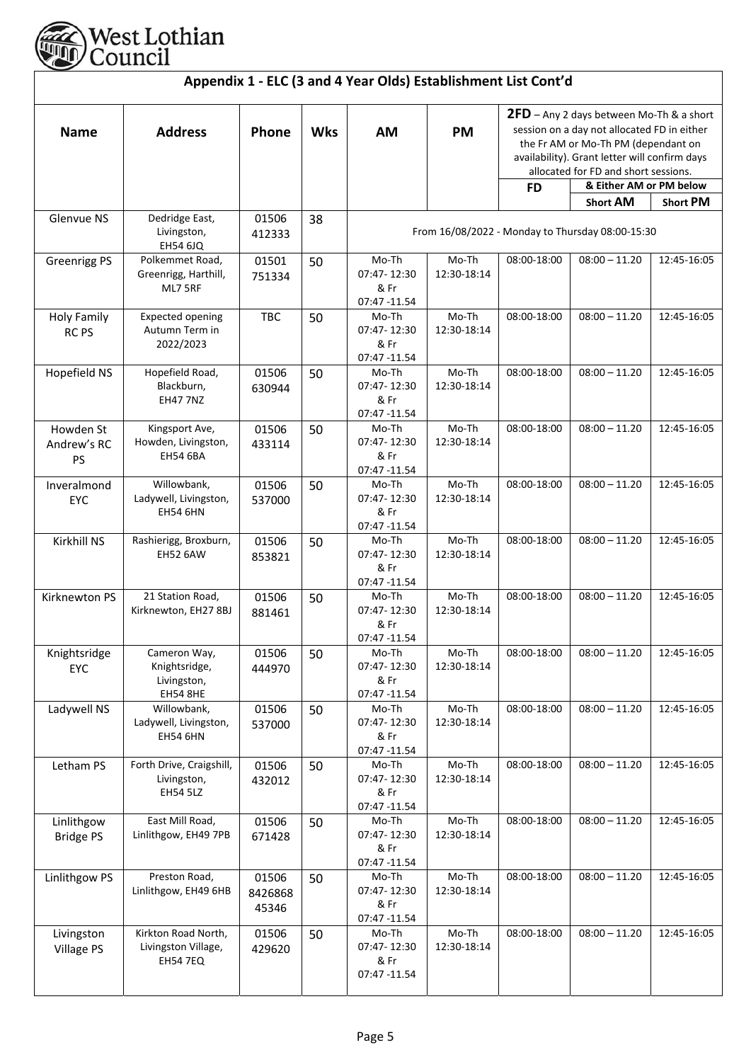## Appendix 1 - ELC (3 and 4 Year Olds) Establishment List Cont'd

| Name | Address | Phone | Wks | AM | PM | **2FD** – Any 2 days between Mo-Th & a short session on a day not allocated FD in either the Fr AM or Mo-Th PM (dependant on availability). Grant letter will confirm days allocated for FD and short sessions. | | |
|---|---|---|---|---|---|---|---|---|
| | | | | | | FD | & Either AM or PM below | |
| | | | | | | | Short AM | Short PM |
| Glenvue NS | Dedridge East, Livingston, EH54 6JQ | 01506 412333 | 38 | From 16/08/2022 - Monday to Thursday 08:00-15:30 | | | | |
| Greenrigg PS | Polkemmet Road, Greenrigg, Harthill, ML7 5RF | 01501 751334 | 50 | Mo-Th 07:47- 12:30 & Fr 07:47 -11.54 | Mo-Th 12:30-18:14 | 08:00-18:00 | 08:00 – 11.20 | 12:45-16:05 |
| Holy Family RC PS | Expected opening Autumn Term in 2022/2023 | TBC | 50 | Mo-Th 07:47- 12:30 & Fr 07:47 -11.54 | Mo-Th 12:30-18:14 | 08:00-18:00 | 08:00 – 11.20 | 12:45-16:05 |
| Hopefield NS | Hopefield Road, Blackburn, EH47 7NZ | 01506 630944 | 50 | Mo-Th 07:47- 12:30 & Fr 07:47 -11.54 | Mo-Th 12:30-18:14 | 08:00-18:00 | 08:00 – 11.20 | 12:45-16:05 |
| Howden St Andrew's RC PS | Kingsport Ave, Howden, Livingston, EH54 6BA | 01506 433114 | 50 | Mo-Th 07:47- 12:30 & Fr 07:47 -11.54 | Mo-Th 12:30-18:14 | 08:00-18:00 | 08:00 – 11.20 | 12:45-16:05 |
| Inveralmond EYC | Willowbank, Ladywell, Livingston, EH54 6HN | 01506 537000 | 50 | Mo-Th 07:47- 12:30 & Fr 07:47 -11.54 | Mo-Th 12:30-18:14 | 08:00-18:00 | 08:00 – 11.20 | 12:45-16:05 |
| Kirkhill NS | Rashierigg, Broxburn, EH52 6AW | 01506 853821 | 50 | Mo-Th 07:47- 12:30 & Fr 07:47 -11.54 | Mo-Th 12:30-18:14 | 08:00-18:00 | 08:00 – 11.20 | 12:45-16:05 |
| Kirknewton PS | 21 Station Road, Kirknewton, EH27 8BJ | 01506 881461 | 50 | Mo-Th 07:47- 12:30 & Fr 07:47 -11.54 | Mo-Th 12:30-18:14 | 08:00-18:00 | 08:00 – 11.20 | 12:45-16:05 |
| Knightsridge EYC | Cameron Way, Knightsridge, Livingston, EH54 8HE | 01506 444970 | 50 | Mo-Th 07:47- 12:30 & Fr 07:47 -11.54 | Mo-Th 12:30-18:14 | 08:00-18:00 | 08:00 – 11.20 | 12:45-16:05 |
| Ladywell NS | Willowbank, Ladywell, Livingston, EH54 6HN | 01506 537000 | 50 | Mo-Th 07:47- 12:30 & Fr 07:47 -11.54 | Mo-Th 12:30-18:14 | 08:00-18:00 | 08:00 – 11.20 | 12:45-16:05 |
| Letham PS | Forth Drive, Craigshill, Livingston, EH54 5LZ | 01506 432012 | 50 | Mo-Th 07:47- 12:30 & Fr 07:47 -11.54 | Mo-Th 12:30-18:14 | 08:00-18:00 | 08:00 – 11.20 | 12:45-16:05 |
| Linlithgow Bridge PS | East Mill Road, Linlithgow, EH49 7PB | 01506 671428 | 50 | Mo-Th 07:47- 12:30 & Fr 07:47 -11.54 | Mo-Th 12:30-18:14 | 08:00-18:00 | 08:00 – 11.20 | 12:45-16:05 |
| Linlithgow PS | Preston Road, Linlithgow, EH49 6HB | 01506 8426868 45346 | 50 | Mo-Th 07:47- 12:30 & Fr 07:47 -11.54 | Mo-Th 12:30-18:14 | 08:00-18:00 | 08:00 – 11.20 | 12:45-16:05 |
| Livingston Village PS | Kirkton Road North, Livingston Village, EH54 7EQ | 01506 429620 | 50 | Mo-Th 07:47- 12:30 & Fr 07:47 -11.54 | Mo-Th 12:30-18:14 | 08:00-18:00 | 08:00 – 11.20 | 12:45-16:05 |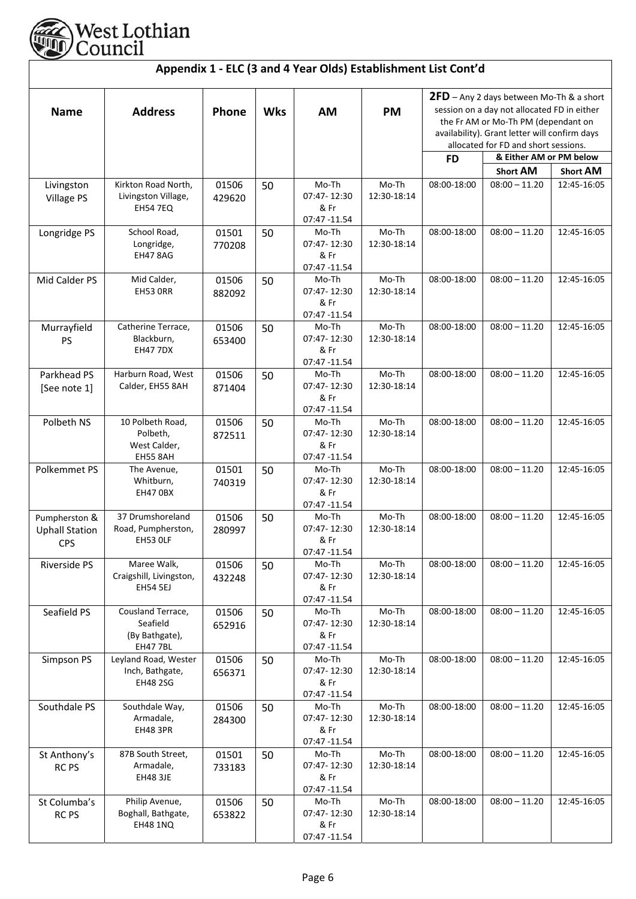## Appendix 1 - ELC (3 and 4 Year Olds) Establishment List Cont'd

| Name | Address | Phone | Wks | AM | PM | **2FD** – Any 2 days between Mo-Th & a short session on a day not allocated FD in either the Fr AM or Mo-Th PM (dependant on availability). Grant letter will confirm days allocated for FD and short sessions. | | |
|---|---|---|---|---|---|---|---|---|
| | | | | | | FD | & Either AM or PM below | |
| | | | | | | | Short **AM** | Short **AM** |
| Livingston Village PS | Kirkton Road North, Livingston Village, EH54 7EQ | 01506 429620 | 50 | Mo-Th 07:47- 12:30 & Fr 07:47 -11.54 | Mo-Th 12:30-18:14 | 08:00-18:00 | 08:00 – 11.20 | 12:45-16:05 |
| Longridge PS | School Road, Longridge, EH47 8AG | 01501 770208 | 50 | Mo-Th 07:47- 12:30 & Fr 07:47 -11.54 | Mo-Th 12:30-18:14 | 08:00-18:00 | 08:00 – 11.20 | 12:45-16:05 |
| Mid Calder PS | Mid Calder, EH53 0RR | 01506 882092 | 50 | Mo-Th 07:47- 12:30 & Fr 07:47 -11.54 | Mo-Th 12:30-18:14 | 08:00-18:00 | 08:00 – 11.20 | 12:45-16:05 |
| Murrayfield PS | Catherine Terrace, Blackburn, EH47 7DX | 01506 653400 | 50 | Mo-Th 07:47- 12:30 & Fr 07:47 -11.54 | Mo-Th 12:30-18:14 | 08:00-18:00 | 08:00 – 11.20 | 12:45-16:05 |
| Parkhead PS [See note 1] | Harburn Road, West Calder, EH55 8AH | 01506 871404 | 50 | Mo-Th 07:47- 12:30 & Fr 07:47 -11.54 | Mo-Th 12:30-18:14 | 08:00-18:00 | 08:00 – 11.20 | 12:45-16:05 |
| Polbeth NS | 10 Polbeth Road, Polbeth, West Calder, EH55 8AH | 01506 872511 | 50 | Mo-Th 07:47- 12:30 & Fr 07:47 -11.54 | Mo-Th 12:30-18:14 | 08:00-18:00 | 08:00 – 11.20 | 12:45-16:05 |
| Polkemmet PS | The Avenue, Whitburn, EH47 0BX | 01501 740319 | 50 | Mo-Th 07:47- 12:30 & Fr 07:47 -11.54 | Mo-Th 12:30-18:14 | 08:00-18:00 | 08:00 – 11.20 | 12:45-16:05 |
| Pumpherston & Uphall Station CPS | 37 Drumshoreland Road, Pumpherston, EH53 0LF | 01506 280997 | 50 | Mo-Th 07:47- 12:30 & Fr 07:47 -11.54 | Mo-Th 12:30-18:14 | 08:00-18:00 | 08:00 – 11.20 | 12:45-16:05 |
| Riverside PS | Maree Walk, Craigshill, Livingston, EH54 5EJ | 01506 432248 | 50 | Mo-Th 07:47- 12:30 & Fr 07:47 -11.54 | Mo-Th 12:30-18:14 | 08:00-18:00 | 08:00 – 11.20 | 12:45-16:05 |
| Seafield PS | Cousland Terrace, Seafield (By Bathgate), EH47 7BL | 01506 652916 | 50 | Mo-Th 07:47- 12:30 & Fr 07:47 -11.54 | Mo-Th 12:30-18:14 | 08:00-18:00 | 08:00 – 11.20 | 12:45-16:05 |
| Simpson PS | Leyland Road, Wester Inch, Bathgate, EH48 2SG | 01506 656371 | 50 | Mo-Th 07:47- 12:30 & Fr 07:47 -11.54 | Mo-Th 12:30-18:14 | 08:00-18:00 | 08:00 – 11.20 | 12:45-16:05 |
| Southdale PS | Southdale Way, Armadale, EH48 3PR | 01506 284300 | 50 | Mo-Th 07:47- 12:30 & Fr 07:47 -11.54 | Mo-Th 12:30-18:14 | 08:00-18:00 | 08:00 – 11.20 | 12:45-16:05 |
| St Anthony's RC PS | 87B South Street, Armadale, EH48 3JE | 01501 733183 | 50 | Mo-Th 07:47- 12:30 & Fr 07:47 -11.54 | Mo-Th 12:30-18:14 | 08:00-18:00 | 08:00 – 11.20 | 12:45-16:05 |
| St Columba's RC PS | Philip Avenue, Boghall, Bathgate, EH48 1NQ | 01506 653822 | 50 | Mo-Th 07:47- 12:30 & Fr 07:47 -11.54 | Mo-Th 12:30-18:14 | 08:00-18:00 | 08:00 – 11.20 | 12:45-16:05 |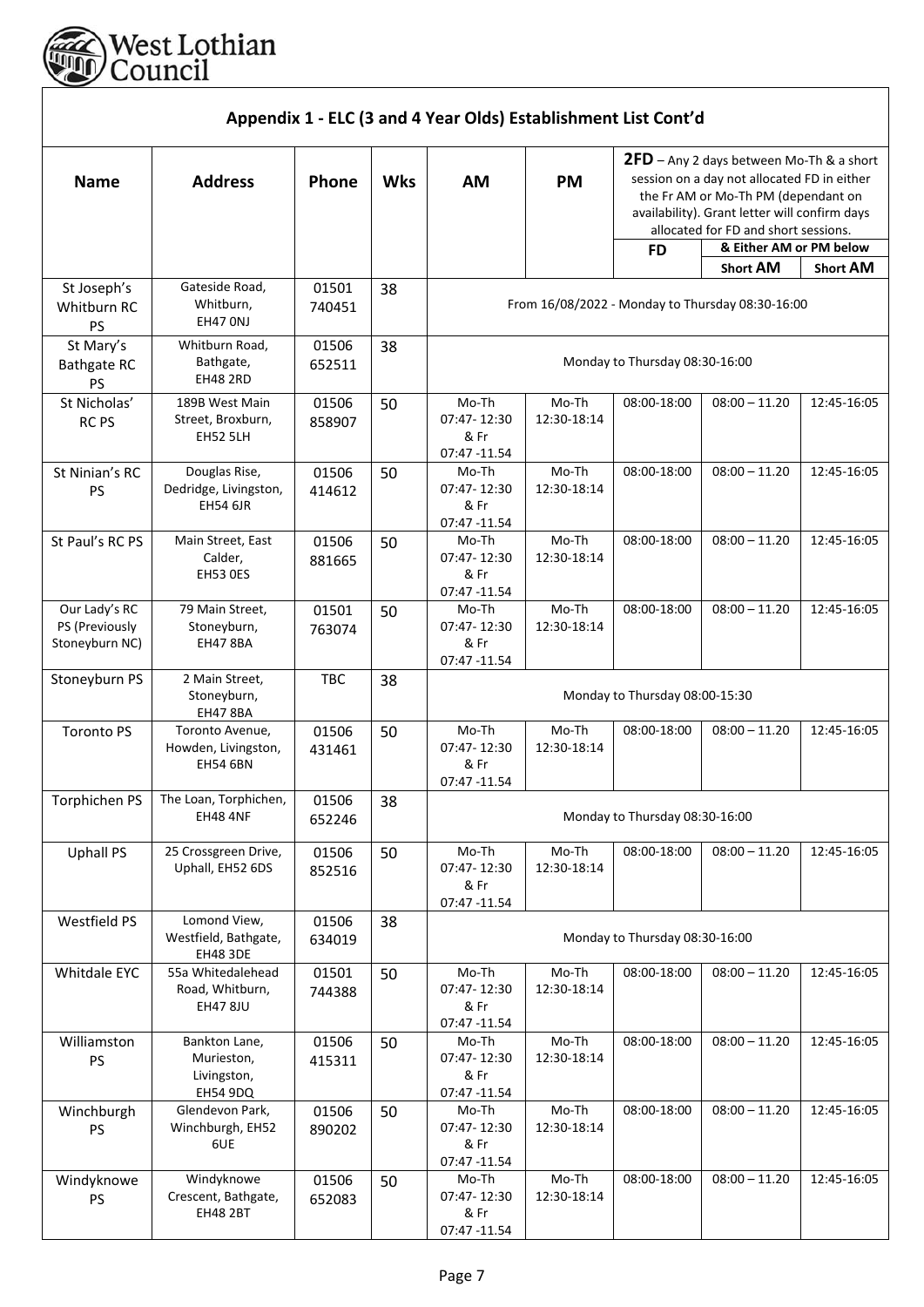## Appendix 1 - ELC (3 and 4 Year Olds) Establishment List Cont'd

| Name | Address | Phone | Wks | AM | PM | **2FD** – Any 2 days between Mo-Th & a short session on a day not allocated FD in either the Fr AM or Mo-Th PM (dependant on availability). Grant letter will confirm days allocated for FD and short sessions. | | |
|---|---|---|---|---|---|---|---|---|
| | | | | | | FD | & Either AM or PM below | |
| | | | | | | | Short AM | Short AM |
| St Joseph's Whitburn RC PS | Gateside Road, Whitburn, EH47 0NJ | 01501 740451 | 38 | From 16/08/2022 - Monday to Thursday 08:30-16:00 | | | | |
| St Mary's Bathgate RC PS | Whitburn Road, Bathgate, EH48 2RD | 01506 652511 | 38 | Monday to Thursday 08:30-16:00 | | | | |
| St Nicholas' RC PS | 189B West Main Street, Broxburn, EH52 5LH | 01506 858907 | 50 | Mo-Th 07:47- 12:30 & Fr 07:47 -11.54 | Mo-Th 12:30-18:14 | 08:00-18:00 | 08:00 – 11.20 | 12:45-16:05 |
| St Ninian's RC PS | Douglas Rise, Dedridge, Livingston, EH54 6JR | 01506 414612 | 50 | Mo-Th 07:47- 12:30 & Fr 07:47 -11.54 | Mo-Th 12:30-18:14 | 08:00-18:00 | 08:00 – 11.20 | 12:45-16:05 |
| St Paul's RC PS | Main Street, East Calder, EH53 0ES | 01506 881665 | 50 | Mo-Th 07:47- 12:30 & Fr 07:47 -11.54 | Mo-Th 12:30-18:14 | 08:00-18:00 | 08:00 – 11.20 | 12:45-16:05 |
| Our Lady's RC PS (Previously Stoneyburn NC) | 79 Main Street, Stoneyburn, EH47 8BA | 01501 763074 | 50 | Mo-Th 07:47- 12:30 & Fr 07:47 -11.54 | Mo-Th 12:30-18:14 | 08:00-18:00 | 08:00 – 11.20 | 12:45-16:05 |
| Stoneyburn PS | 2 Main Street, Stoneyburn, EH47 8BA | TBC | 38 | Monday to Thursday 08:00-15:30 | | | | |
| Toronto PS | Toronto Avenue, Howden, Livingston, EH54 6BN | 01506 431461 | 50 | Mo-Th 07:47- 12:30 & Fr 07:47 -11.54 | Mo-Th 12:30-18:14 | 08:00-18:00 | 08:00 – 11.20 | 12:45-16:05 |
| Torphichen PS | The Loan, Torphichen, EH48 4NF | 01506 652246 | 38 | Monday to Thursday 08:30-16:00 | | | | |
| Uphall PS | 25 Crossgreen Drive, Uphall, EH52 6DS | 01506 852516 | 50 | Mo-Th 07:47- 12:30 & Fr 07:47 -11.54 | Mo-Th 12:30-18:14 | 08:00-18:00 | 08:00 – 11.20 | 12:45-16:05 |
| Westfield PS | Lomond View, Westfield, Bathgate, EH48 3DE | 01506 634019 | 38 | Monday to Thursday 08:30-16:00 | | | | |
| Whitdale EYC | 55a Whitedalehead Road, Whitburn, EH47 8JU | 01501 744388 | 50 | Mo-Th 07:47- 12:30 & Fr 07:47 -11.54 | Mo-Th 12:30-18:14 | 08:00-18:00 | 08:00 – 11.20 | 12:45-16:05 |
| Williamston PS | Bankton Lane, Murieston, Livingston, EH54 9DQ | 01506 415311 | 50 | Mo-Th 07:47- 12:30 & Fr 07:47 -11.54 | Mo-Th 12:30-18:14 | 08:00-18:00 | 08:00 – 11.20 | 12:45-16:05 |
| Winchburgh PS | Glendevon Park, Winchburgh, EH52 6UE | 01506 890202 | 50 | Mo-Th 07:47- 12:30 & Fr 07:47 -11.54 | Mo-Th 12:30-18:14 | 08:00-18:00 | 08:00 – 11.20 | 12:45-16:05 |
| Windyknowe PS | Windyknowe Crescent, Bathgate, EH48 2BT | 01506 652083 | 50 | Mo-Th 07:47- 12:30 & Fr 07:47 -11.54 | Mo-Th 12:30-18:14 | 08:00-18:00 | 08:00 – 11.20 | 12:45-16:05 |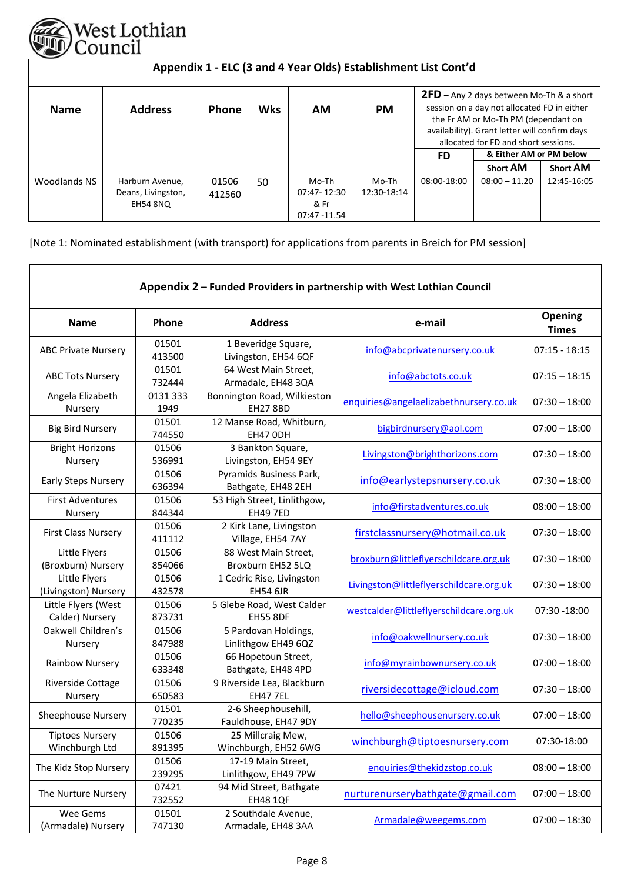## Appendix 1 - ELC (3 and 4 Year Olds) Establishment List Cont'd

| Name | Address | Phone | Wks | AM | PM | **2FD** – Any 2 days between Mo-Th & a short session on a day not allocated FD in either the Fr AM or Mo-Th PM (dependant on availability). Grant letter will confirm days allocated for FD and short sessions. | | |
|---|---|---|---|---|---|---|---|---|
| | | | | | | FD | & Either AM or PM below | |
| | | | | | | | Short AM | Short AM |
| Woodlands NS | Harburn Avenue, Deans, Livingston, EH54 8NQ | 01506 412560 | 50 | Mo-Th 07:47- 12:30 & Fr 07:47 -11.54 | Mo-Th 12:30-18:14 | 08:00-18:00 | 08:00 – 11.20 | 12:45-16:05 |

[Note 1: Nominated establishment (with transport) for applications from parents in Breich for PM session]

## Appendix 2 – Funded Providers in partnership with West Lothian Council

| Name | Phone | Address | e-mail | Opening Times |
|---|---|---|---|---|
| ABC Private Nursery | 01501 413500 | 1 Beveridge Square, Livingston, EH54 6QF | info@abcprivatenursery.co.uk | 07:15 - 18:15 |
| ABC Tots Nursery | 01501 732444 | 64 West Main Street, Armadale, EH48 3QA | info@abctots.co.uk | 07:15 – 18:15 |
| Angela Elizabeth Nursery | 0131 333 1949 | Bonnington Road, Wilkieston EH27 8BD | enquiries@angelaelizabethnursery.co.uk | 07:30 – 18:00 |
| Big Bird Nursery | 01501 744550 | 12 Manse Road, Whitburn, EH47 0DH | bigbirdnursery@aol.com | 07:00 – 18:00 |
| Bright Horizons Nursery | 01506 536991 | 3 Bankton Square, Livingston, EH54 9EY | Livingston@brighthorizons.com | 07:30 – 18:00 |
| Early Steps Nursery | 01506 636394 | Pyramids Business Park, Bathgate, EH48 2EH | info@earlystepsnursery.co.uk | 07:30 – 18:00 |
| First Adventures Nursery | 01506 844344 | 53 High Street, Linlithgow, EH49 7ED | info@firstadventures.co.uk | 08:00 – 18:00 |
| First Class Nursery | 01506 411112 | 2 Kirk Lane, Livingston Village, EH54 7AY | firstclassnursery@hotmail.co.uk | 07:30 – 18:00 |
| Little Flyers (Broxburn) Nursery | 01506 854066 | 88 West Main Street, Broxburn EH52 5LQ | broxburn@littleflyerschildcare.org.uk | 07:30 – 18:00 |
| Little Flyers (Livingston) Nursery | 01506 432578 | 1 Cedric Rise, Livingston EH54 6JR | Livingston@littleflyerschildcare.org.uk | 07:30 – 18:00 |
| Little Flyers (West Calder) Nursery | 01506 873731 | 5 Glebe Road, West Calder EH55 8DF | westcalder@littleflyerschildcare.org.uk | 07:30 -18:00 |
| Oakwell Children's Nursery | 01506 847988 | 5 Pardovan Holdings, Linlithgow EH49 6QZ | info@oakwellnursery.co.uk | 07:30 – 18:00 |
| Rainbow Nursery | 01506 633348 | 66 Hopetoun Street, Bathgate, EH48 4PD | info@myrainbownursery.co.uk | 07:00 – 18:00 |
| Riverside Cottage Nursery | 01506 650583 | 9 Riverside Lea, Blackburn EH47 7EL | riversidecottage@icloud.com | 07:30 – 18:00 |
| Sheephouse Nursery | 01501 770235 | 2-6 Sheephousehill, Fauldhouse, EH47 9DY | hello@sheephousenursery.co.uk | 07:00 – 18:00 |
| Tiptoes Nursery Winchburgh Ltd | 01506 891395 | 25 Millcraig Mew, Winchburgh, EH52 6WG | winchburgh@tiptoesnursery.com | 07:30-18:00 |
| The Kidz Stop Nursery | 01506 239295 | 17-19 Main Street, Linlithgow, EH49 7PW | enquiries@thekidzstop.co.uk | 08:00 – 18:00 |
| The Nurture Nursery | 07421 732552 | 94 Mid Street, Bathgate EH48 1QF | nurturenurserybathgate@gmail.com | 07:00 – 18:00 |
| Wee Gems (Armadale) Nursery | 01501 747130 | 2 Southdale Avenue, Armadale, EH48 3AA | Armadale@weegems.com | 07:00 – 18:30 |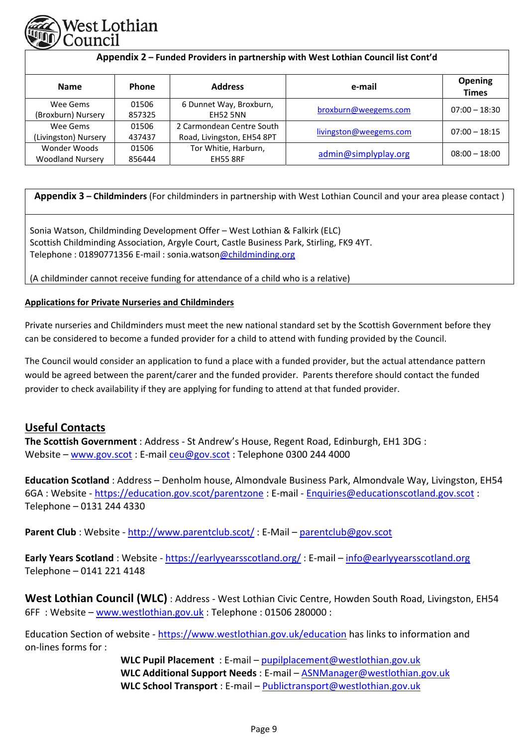**Appendix 2 – Funded Providers in partnership with West Lothian Council list Cont'd**

| Name | Phone | Address | e-mail | Opening Times |
|---|---|---|---|---|
| Wee Gems (Broxburn) Nursery | 01506 857325 | 6 Dunnet Way, Broxburn, EH52 5NN | broxburn@weegems.com | 07:00 – 18:30 |
| Wee Gems (Livingston) Nursery | 01506 437437 | 2 Carmondean Centre South Road, Livingston, EH54 8PT | livingston@weegems.com | 07:00 – 18:15 |
| Wonder Woods Woodland Nursery | 01506 856444 | Tor Whitie, Harburn, EH55 8RF | admin@simplyplay.org | 08:00 – 18:00 |

**Appendix 3 – Childminders** (For childminders in partnership with West Lothian Council and your area please contact )

Sonia Watson, Childminding Development Offer – West Lothian & Falkirk (ELC)
Scottish Childminding Association, Argyle Court, Castle Business Park, Stirling, FK9 4YT.
Telephone : 01890771356 E-mail : sonia.watson@childminding.org

(A childminder cannot receive funding for attendance of a child who is a relative)

**Applications for Private Nurseries and Childminders**

Private nurseries and Childminders must meet the new national standard set by the Scottish Government before they can be considered to become a funded provider for a child to attend with funding provided by the Council.

The Council would consider an application to fund a place with a funded provider, but the actual attendance pattern would be agreed between the parent/carer and the funded provider. Parents therefore should contact the funded provider to check availability if they are applying for funding to attend at that funded provider.

## Useful Contacts

**The Scottish Government** : Address - St Andrew's House, Regent Road, Edinburgh, EH1 3DG : Website – www.gov.scot : E-mail ceu@gov.scot : Telephone 0300 244 4000

**Education Scotland** : Address – Denholm house, Almondvale Business Park, Almondvale Way, Livingston, EH54 6GA : Website - https://education.gov.scot/parentzone : E-mail - Enquiries@educationscotland.gov.scot : Telephone – 0131 244 4330

**Parent Club** : Website - http://www.parentclub.scot/ : E-Mail – parentclub@gov.scot

**Early Years Scotland** : Website - https://earlyyearsscotland.org/ : E-mail – info@earlyyearsscotland.org Telephone – 0141 221 4148

**West Lothian Council (WLC)** : Address - West Lothian Civic Centre, Howden South Road, Livingston, EH54 6FF : Website – www.westlothian.gov.uk : Telephone : 01506 280000 :

Education Section of website - https://www.westlothian.gov.uk/education has links to information and on-lines forms for :

**WLC Pupil Placement** : E-mail – pupilplacement@westlothian.gov.uk
**WLC Additional Support Needs** : E-mail – ASNManager@westlothian.gov.uk
**WLC School Transport** : E-mail – Publictransport@westlothian.gov.uk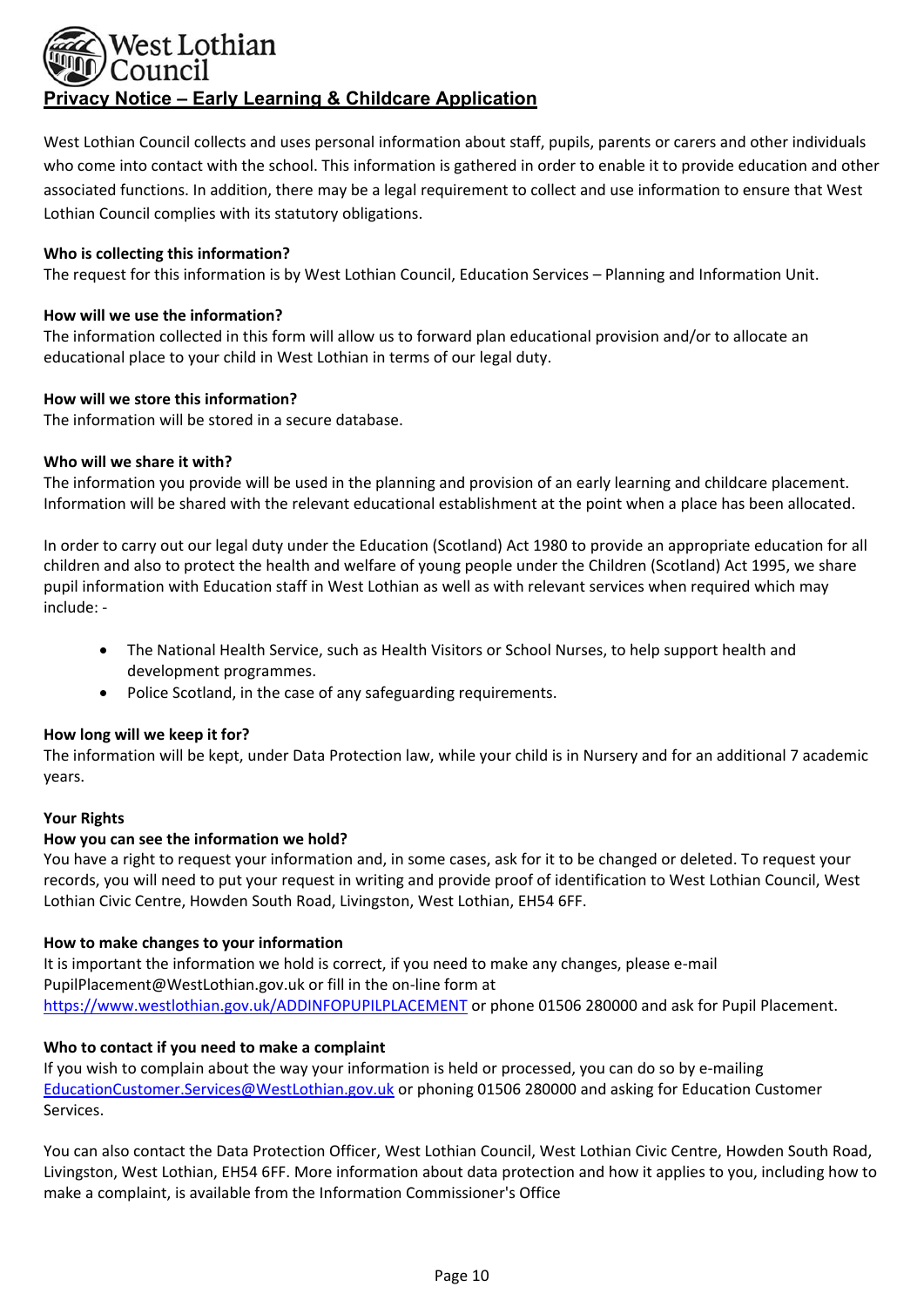West Lothian Council

## Privacy Notice – Early Learning & Childcare Application

West Lothian Council collects and uses personal information about staff, pupils, parents or carers and other individuals who come into contact with the school. This information is gathered in order to enable it to provide education and other associated functions. In addition, there may be a legal requirement to collect and use information to ensure that West Lothian Council complies with its statutory obligations.

**Who is collecting this information?**
The request for this information is by West Lothian Council, Education Services – Planning and Information Unit.

**How will we use the information?**
The information collected in this form will allow us to forward plan educational provision and/or to allocate an educational place to your child in West Lothian in terms of our legal duty.

**How will we store this information?**
The information will be stored in a secure database.

**Who will we share it with?**
The information you provide will be used in the planning and provision of an early learning and childcare placement. Information will be shared with the relevant educational establishment at the point when a place has been allocated.

In order to carry out our legal duty under the Education (Scotland) Act 1980 to provide an appropriate education for all children and also to protect the health and welfare of young people under the Children (Scotland) Act 1995, we share pupil information with Education staff in West Lothian as well as with relevant services when required which may include: -

- The National Health Service, such as Health Visitors or School Nurses, to help support health and development programmes.
- Police Scotland, in the case of any safeguarding requirements.

**How long will we keep it for?**
The information will be kept, under Data Protection law, while your child is in Nursery and for an additional 7 academic years.

**Your Rights**

**How you can see the information we hold?**
You have a right to request your information and, in some cases, ask for it to be changed or deleted. To request your records, you will need to put your request in writing and provide proof of identification to West Lothian Council, West Lothian Civic Centre, Howden South Road, Livingston, West Lothian, EH54 6FF.

**How to make changes to your information**
It is important the information we hold is correct, if you need to make any changes, please e-mail PupilPlacement@WestLothian.gov.uk or fill in the on-line form at https://www.westlothian.gov.uk/ADDINFOPUPILPLACEMENT or phone 01506 280000 and ask for Pupil Placement.

**Who to contact if you need to make a complaint**
If you wish to complain about the way your information is held or processed, you can do so by e-mailing EducationCustomer.Services@WestLothian.gov.uk or phoning 01506 280000 and asking for Education Customer Services.

You can also contact the Data Protection Officer, West Lothian Council, West Lothian Civic Centre, Howden South Road, Livingston, West Lothian, EH54 6FF. More information about data protection and how it applies to you, including how to make a complaint, is available from the Information Commissioner's Office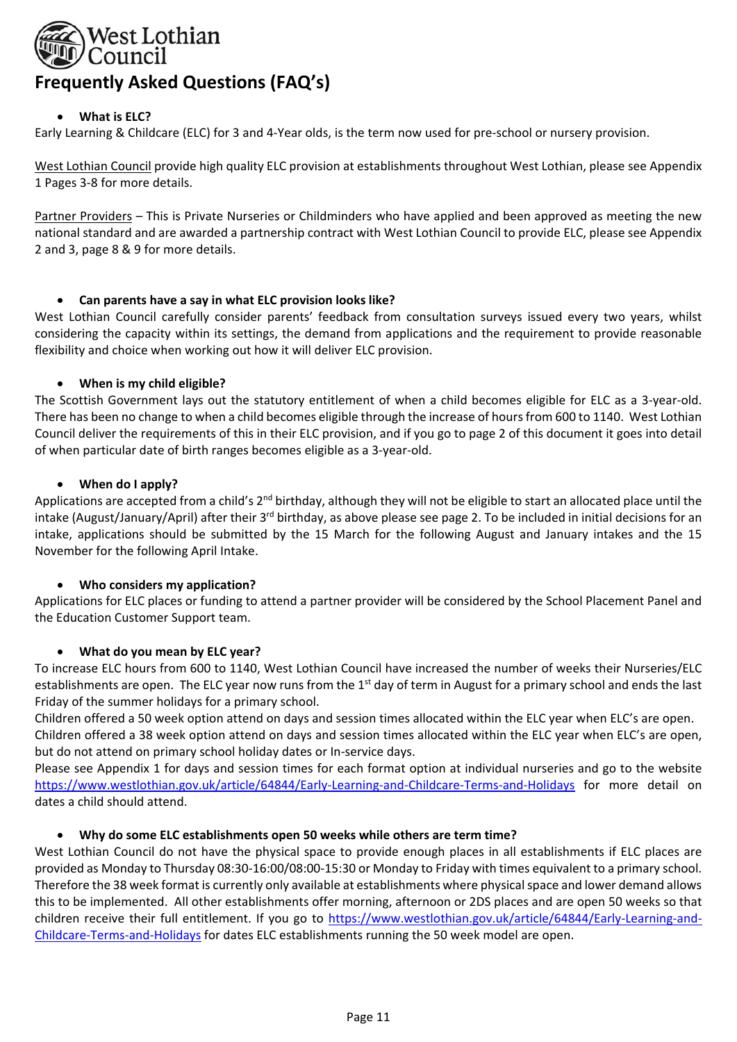West Lothian Council

# Frequently Asked Questions (FAQ's)

- **What is ELC?**

Early Learning & Childcare (ELC) for 3 and 4-Year olds, is the term now used for pre-school or nursery provision.

West Lothian Council provide high quality ELC provision at establishments throughout West Lothian, please see Appendix 1 Pages 3-8 for more details.

Partner Providers – This is Private Nurseries or Childminders who have applied and been approved as meeting the new national standard and are awarded a partnership contract with West Lothian Council to provide ELC, please see Appendix 2 and 3, page 8 & 9 for more details.

- **Can parents have a say in what ELC provision looks like?**

West Lothian Council carefully consider parents' feedback from consultation surveys issued every two years, whilst considering the capacity within its settings, the demand from applications and the requirement to provide reasonable flexibility and choice when working out how it will deliver ELC provision.

- **When is my child eligible?**

The Scottish Government lays out the statutory entitlement of when a child becomes eligible for ELC as a 3-year-old. There has been no change to when a child becomes eligible through the increase of hours from 600 to 1140. West Lothian Council deliver the requirements of this in their ELC provision, and if you go to page 2 of this document it goes into detail of when particular date of birth ranges becomes eligible as a 3-year-old.

- **When do I apply?**

Applications are accepted from a child's 2nd birthday, although they will not be eligible to start an allocated place until the intake (August/January/April) after their 3rd birthday, as above please see page 2. To be included in initial decisions for an intake, applications should be submitted by the 15 March for the following August and January intakes and the 15 November for the following April Intake.

- **Who considers my application?**

Applications for ELC places or funding to attend a partner provider will be considered by the School Placement Panel and the Education Customer Support team.

- **What do you mean by ELC year?**

To increase ELC hours from 600 to 1140, West Lothian Council have increased the number of weeks their Nurseries/ELC establishments are open. The ELC year now runs from the 1st day of term in August for a primary school and ends the last Friday of the summer holidays for a primary school.

Children offered a 50 week option attend on days and session times allocated within the ELC year when ELC's are open.

Children offered a 38 week option attend on days and session times allocated within the ELC year when ELC's are open, but do not attend on primary school holiday dates or In-service days.

Please see Appendix 1 for days and session times for each format option at individual nurseries and go to the website https://www.westlothian.gov.uk/article/64844/Early-Learning-and-Childcare-Terms-and-Holidays for more detail on dates a child should attend.

- **Why do some ELC establishments open 50 weeks while others are term time?**

West Lothian Council do not have the physical space to provide enough places in all establishments if ELC places are provided as Monday to Thursday 08:30-16:00/08:00-15:30 or Monday to Friday with times equivalent to a primary school. Therefore the 38 week format is currently only available at establishments where physical space and lower demand allows this to be implemented. All other establishments offer morning, afternoon or 2DS places and are open 50 weeks so that children receive their full entitlement. If you go to https://www.westlothian.gov.uk/article/64844/Early-Learning-and-Childcare-Terms-and-Holidays for dates ELC establishments running the 50 week model are open.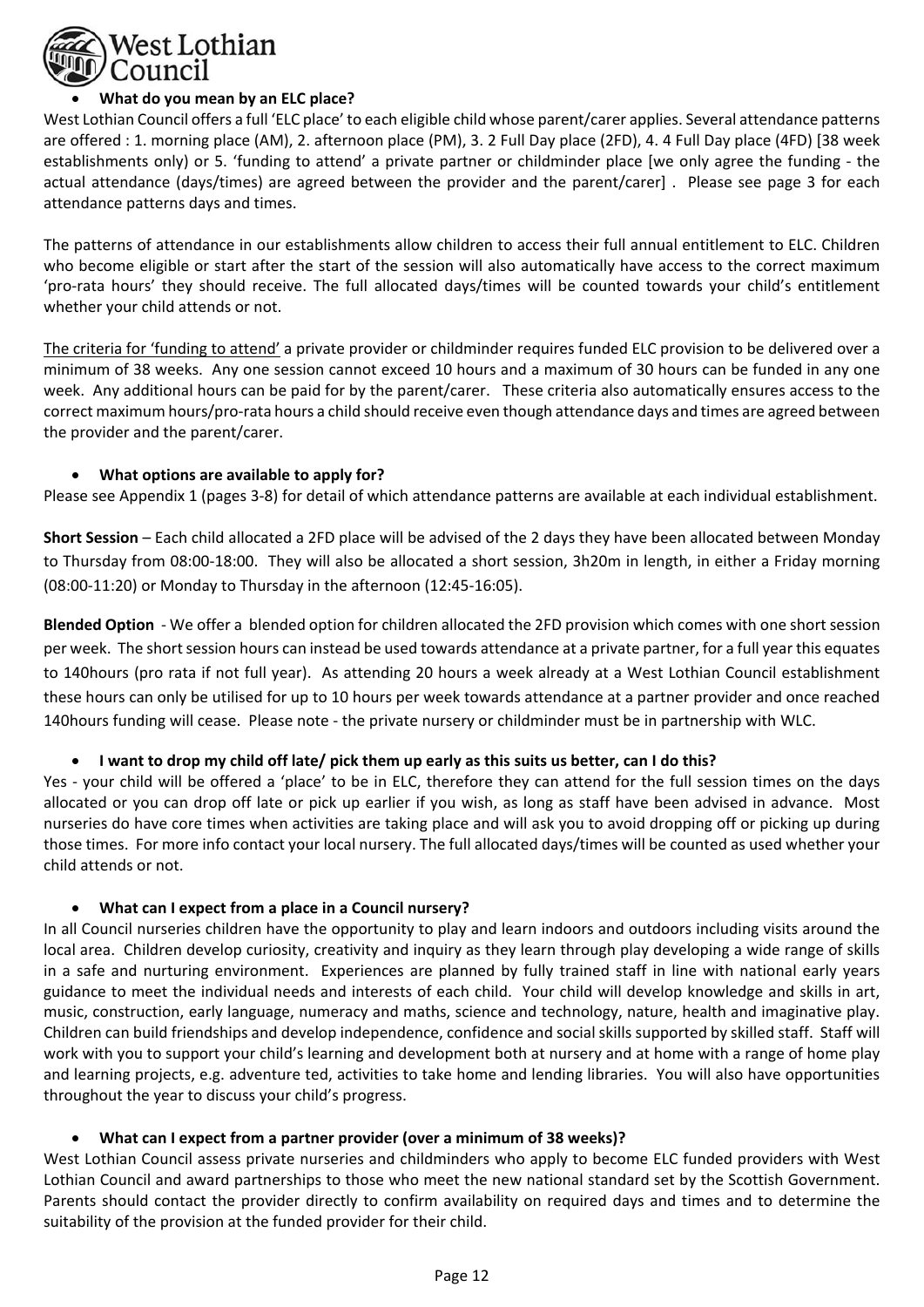- **What do you mean by an ELC place?**

West Lothian Council offers a full 'ELC place' to each eligible child whose parent/carer applies. Several attendance patterns are offered : 1. morning place (AM), 2. afternoon place (PM), 3. 2 Full Day place (2FD), 4. 4 Full Day place (4FD) [38 week establishments only) or 5. 'funding to attend' a private partner or childminder place [we only agree the funding - the actual attendance (days/times) are agreed between the provider and the parent/carer] . Please see page 3 for each attendance patterns days and times.

The patterns of attendance in our establishments allow children to access their full annual entitlement to ELC. Children who become eligible or start after the start of the session will also automatically have access to the correct maximum 'pro-rata hours' they should receive. The full allocated days/times will be counted towards your child's entitlement whether your child attends or not.

The criteria for 'funding to attend' a private provider or childminder requires funded ELC provision to be delivered over a minimum of 38 weeks. Any one session cannot exceed 10 hours and a maximum of 30 hours can be funded in any one week. Any additional hours can be paid for by the parent/carer. These criteria also automatically ensures access to the correct maximum hours/pro-rata hours a child should receive even though attendance days and times are agreed between the provider and the parent/carer.

- **What options are available to apply for?**

Please see Appendix 1 (pages 3-8) for detail of which attendance patterns are available at each individual establishment.

**Short Session** – Each child allocated a 2FD place will be advised of the 2 days they have been allocated between Monday to Thursday from 08:00-18:00. They will also be allocated a short session, 3h20m in length, in either a Friday morning (08:00-11:20) or Monday to Thursday in the afternoon (12:45-16:05).

**Blended Option** - We offer a blended option for children allocated the 2FD provision which comes with one short session per week. The short session hours can instead be used towards attendance at a private partner, for a full year this equates to 140hours (pro rata if not full year). As attending 20 hours a week already at a West Lothian Council establishment these hours can only be utilised for up to 10 hours per week towards attendance at a partner provider and once reached 140hours funding will cease. Please note - the private nursery or childminder must be in partnership with WLC.

- **I want to drop my child off late/ pick them up early as this suits us better, can I do this?**

Yes - your child will be offered a 'place' to be in ELC, therefore they can attend for the full session times on the days allocated or you can drop off late or pick up earlier if you wish, as long as staff have been advised in advance. Most nurseries do have core times when activities are taking place and will ask you to avoid dropping off or picking up during those times. For more info contact your local nursery. The full allocated days/times will be counted as used whether your child attends or not.

- **What can I expect from a place in a Council nursery?**

In all Council nurseries children have the opportunity to play and learn indoors and outdoors including visits around the local area. Children develop curiosity, creativity and inquiry as they learn through play developing a wide range of skills in a safe and nurturing environment. Experiences are planned by fully trained staff in line with national early years guidance to meet the individual needs and interests of each child. Your child will develop knowledge and skills in art, music, construction, early language, numeracy and maths, science and technology, nature, health and imaginative play. Children can build friendships and develop independence, confidence and social skills supported by skilled staff. Staff will work with you to support your child's learning and development both at nursery and at home with a range of home play and learning projects, e.g. adventure ted, activities to take home and lending libraries. You will also have opportunities throughout the year to discuss your child's progress.

- **What can I expect from a partner provider (over a minimum of 38 weeks)?**

West Lothian Council assess private nurseries and childminders who apply to become ELC funded providers with West Lothian Council and award partnerships to those who meet the new national standard set by the Scottish Government. Parents should contact the provider directly to confirm availability on required days and times and to determine the suitability of the provision at the funded provider for their child.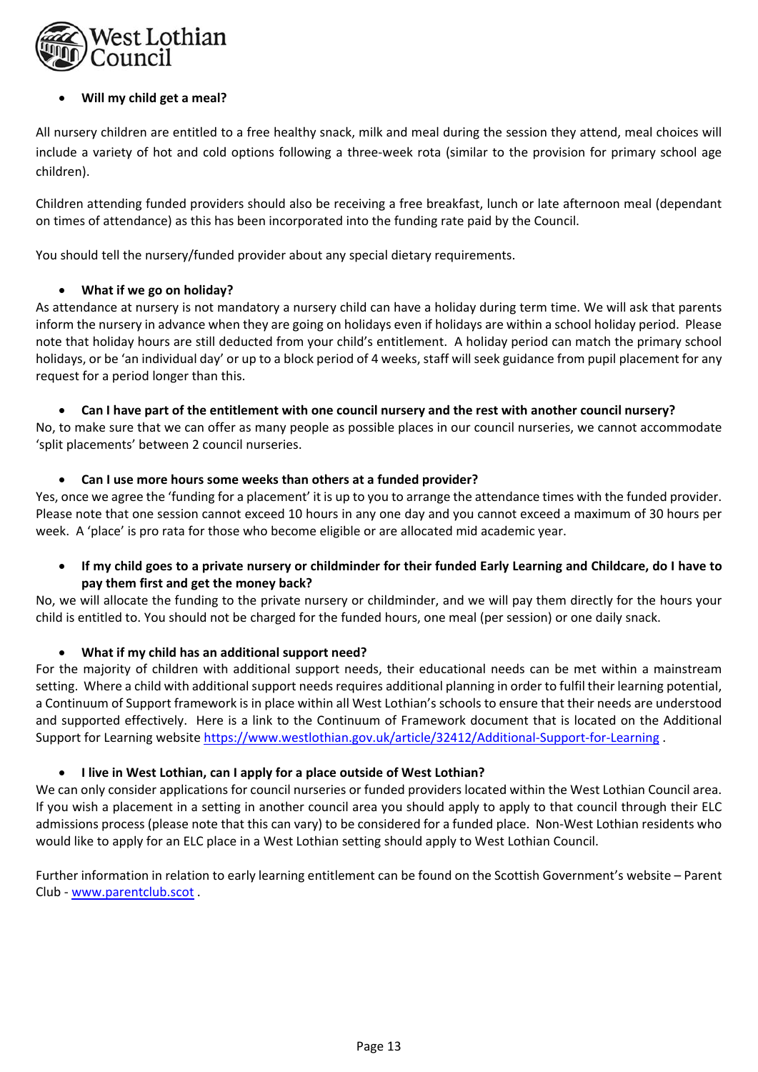- **Will my child get a meal?**

All nursery children are entitled to a free healthy snack, milk and meal during the session they attend, meal choices will include a variety of hot and cold options following a three-week rota (similar to the provision for primary school age children).

Children attending funded providers should also be receiving a free breakfast, lunch or late afternoon meal (dependant on times of attendance) as this has been incorporated into the funding rate paid by the Council.

You should tell the nursery/funded provider about any special dietary requirements.

- **What if we go on holiday?**

As attendance at nursery is not mandatory a nursery child can have a holiday during term time. We will ask that parents inform the nursery in advance when they are going on holidays even if holidays are within a school holiday period. Please note that holiday hours are still deducted from your child's entitlement. A holiday period can match the primary school holidays, or be 'an individual day' or up to a block period of 4 weeks, staff will seek guidance from pupil placement for any request for a period longer than this.

- **Can I have part of the entitlement with one council nursery and the rest with another council nursery?**

No, to make sure that we can offer as many people as possible places in our council nurseries, we cannot accommodate 'split placements' between 2 council nurseries.

- **Can I use more hours some weeks than others at a funded provider?**

Yes, once we agree the 'funding for a placement' it is up to you to arrange the attendance times with the funded provider. Please note that one session cannot exceed 10 hours in any one day and you cannot exceed a maximum of 30 hours per week. A 'place' is pro rata for those who become eligible or are allocated mid academic year.

- **If my child goes to a private nursery or childminder for their funded Early Learning and Childcare, do I have to pay them first and get the money back?**

No, we will allocate the funding to the private nursery or childminder, and we will pay them directly for the hours your child is entitled to. You should not be charged for the funded hours, one meal (per session) or one daily snack.

- **What if my child has an additional support need?**

For the majority of children with additional support needs, their educational needs can be met within a mainstream setting. Where a child with additional support needs requires additional planning in order to fulfil their learning potential, a Continuum of Support framework is in place within all West Lothian's schools to ensure that their needs are understood and supported effectively. Here is a link to the Continuum of Framework document that is located on the Additional Support for Learning website https://www.westlothian.gov.uk/article/32412/Additional-Support-for-Learning .

- **I live in West Lothian, can I apply for a place outside of West Lothian?**

We can only consider applications for council nurseries or funded providers located within the West Lothian Council area. If you wish a placement in a setting in another council area you should apply to apply to that council through their ELC admissions process (please note that this can vary) to be considered for a funded place. Non-West Lothian residents who would like to apply for an ELC place in a West Lothian setting should apply to West Lothian Council.

Further information in relation to early learning entitlement can be found on the Scottish Government's website – Parent Club - www.parentclub.scot .